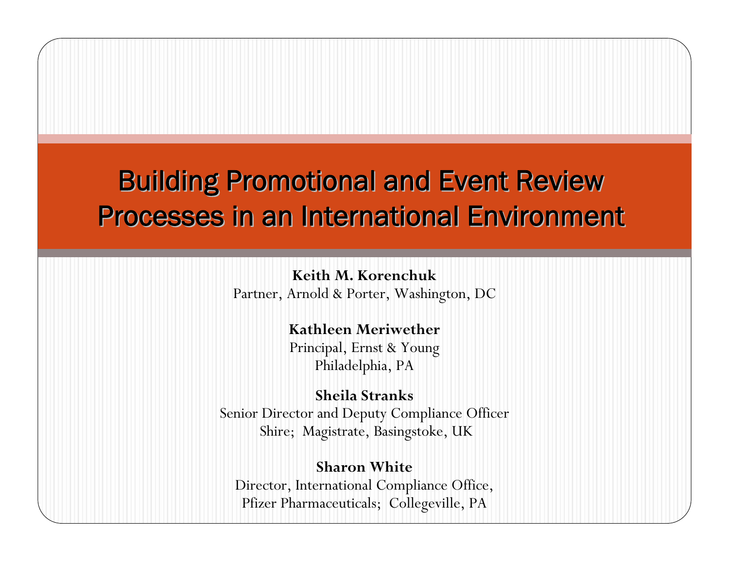# Building Promotional and Event Review Processes in an International Environment

**Keith M. Korenchuk**
Partner, Arnold & Porter, Washington, DC

**Kathleen Meriwether**
Principal, Ernst & Young
Philadelphia, PA

**Sheila Stranks**
Senior Director and Deputy Compliance Officer
Shire; Magistrate, Basingstoke, UK

**Sharon White**
Director, International Compliance Office,
Pfizer Pharmaceuticals; Collegeville, PA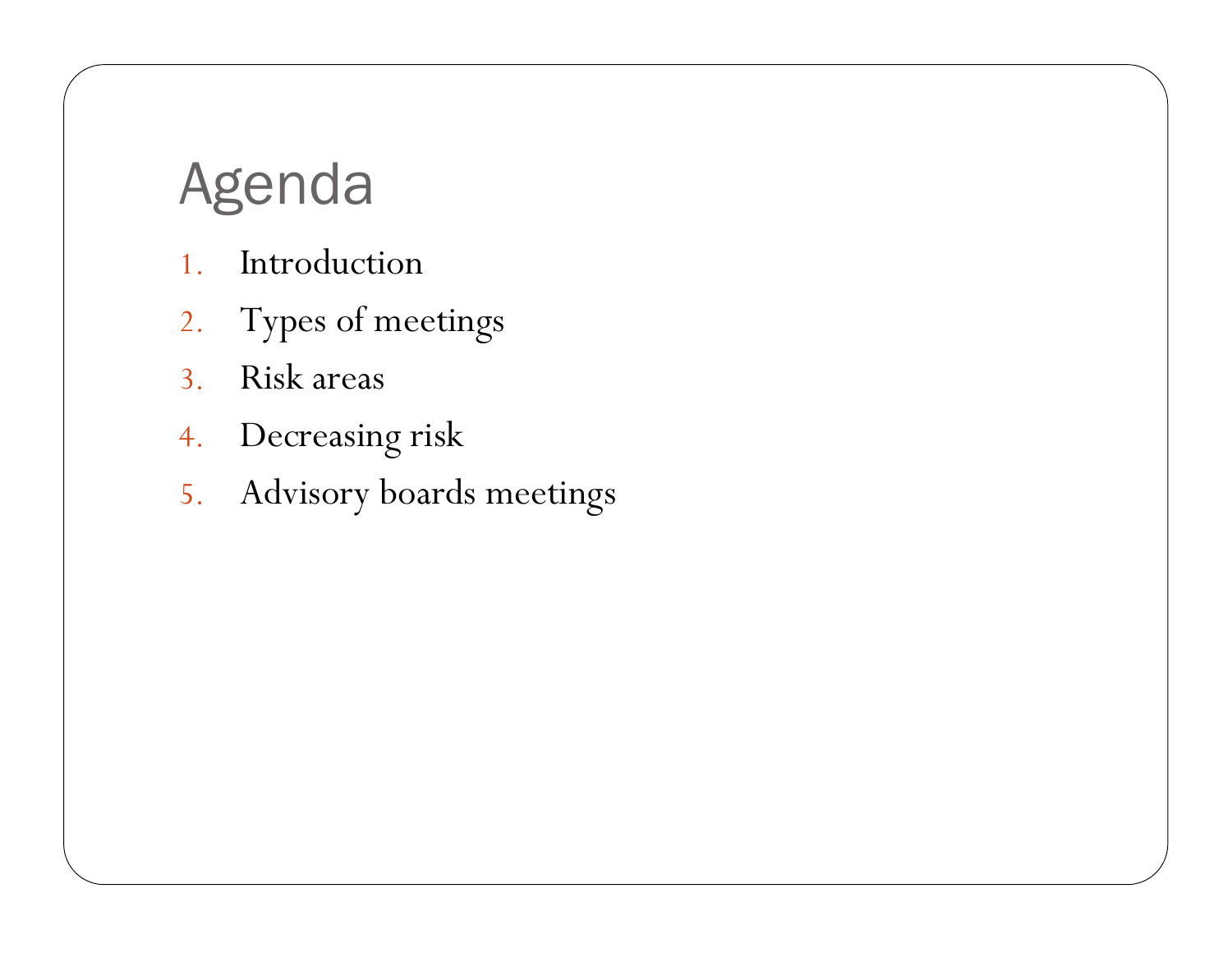# Agenda

1. Introduction
2. Types of meetings
3. Risk areas
4. Decreasing risk
5. Advisory boards meetings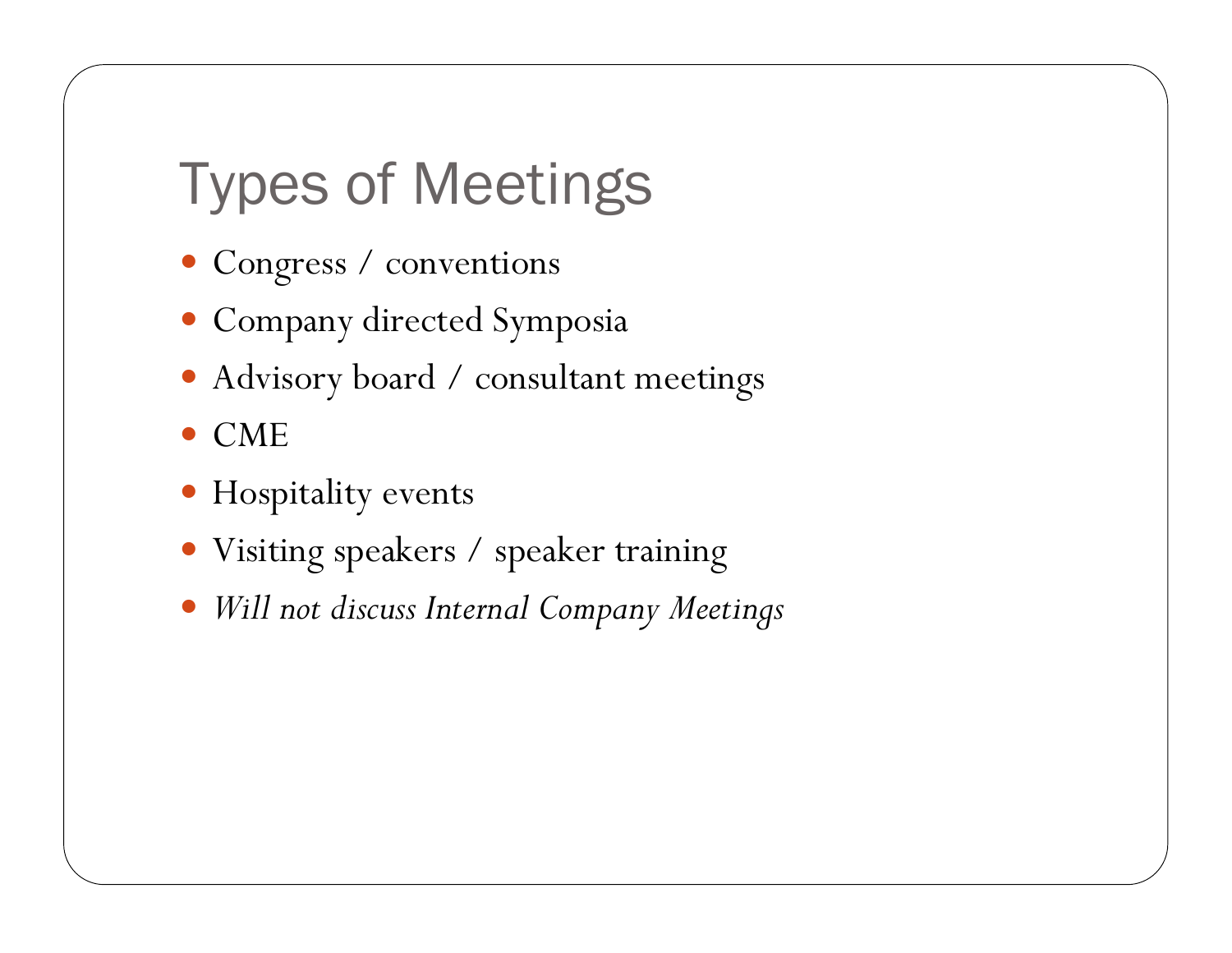# Types of Meetings

- Congress / conventions
- Company directed Symposia
- Advisory board / consultant meetings
- CME
- Hospitality events
- Visiting speakers / speaker training
- *Will not discuss Internal Company Meetings*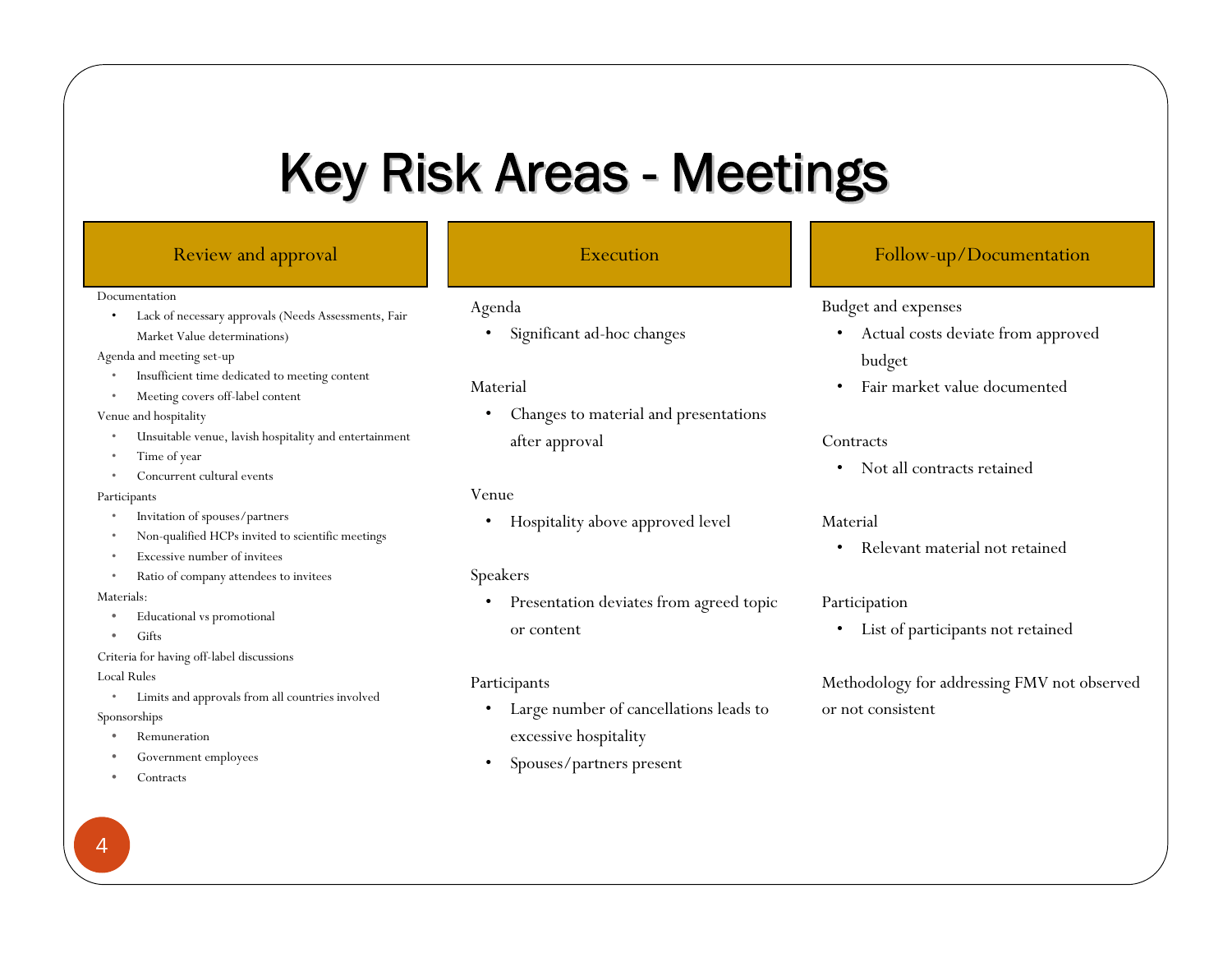# Key Risk Areas - Meetings

## Review and approval

Documentation

- Lack of necessary approvals (Needs Assessments, Fair Market Value determinations)

Agenda and meeting set-up

- Insufficient time dedicated to meeting content
- Meeting covers off-label content

Venue and hospitality

- Unsuitable venue, lavish hospitality and entertainment
- Time of year
- Concurrent cultural events

Participants

- Invitation of spouses/partners
- Non-qualified HCPs invited to scientific meetings
- Excessive number of invitees
- Ratio of company attendees to invitees

Materials:

- Educational vs promotional
- Gifts

Criteria for having off-label discussions

Local Rules

- Limits and approvals from all countries involved

Sponsorships

- Remuneration
- Government employees
- Contracts

## Execution

Agenda

- Significant ad-hoc changes

Material

- Changes to material and presentations after approval

Venue

- Hospitality above approved level

Speakers

- Presentation deviates from agreed topic or content

Participants

- Large number of cancellations leads to excessive hospitality
- Spouses/partners present

## Follow-up/Documentation

Budget and expenses

- Actual costs deviate from approved budget
- Fair market value documented

Contracts

- Not all contracts retained

Material

- Relevant material not retained

Participation

- List of participants not retained

Methodology for addressing FMV not observed or not consistent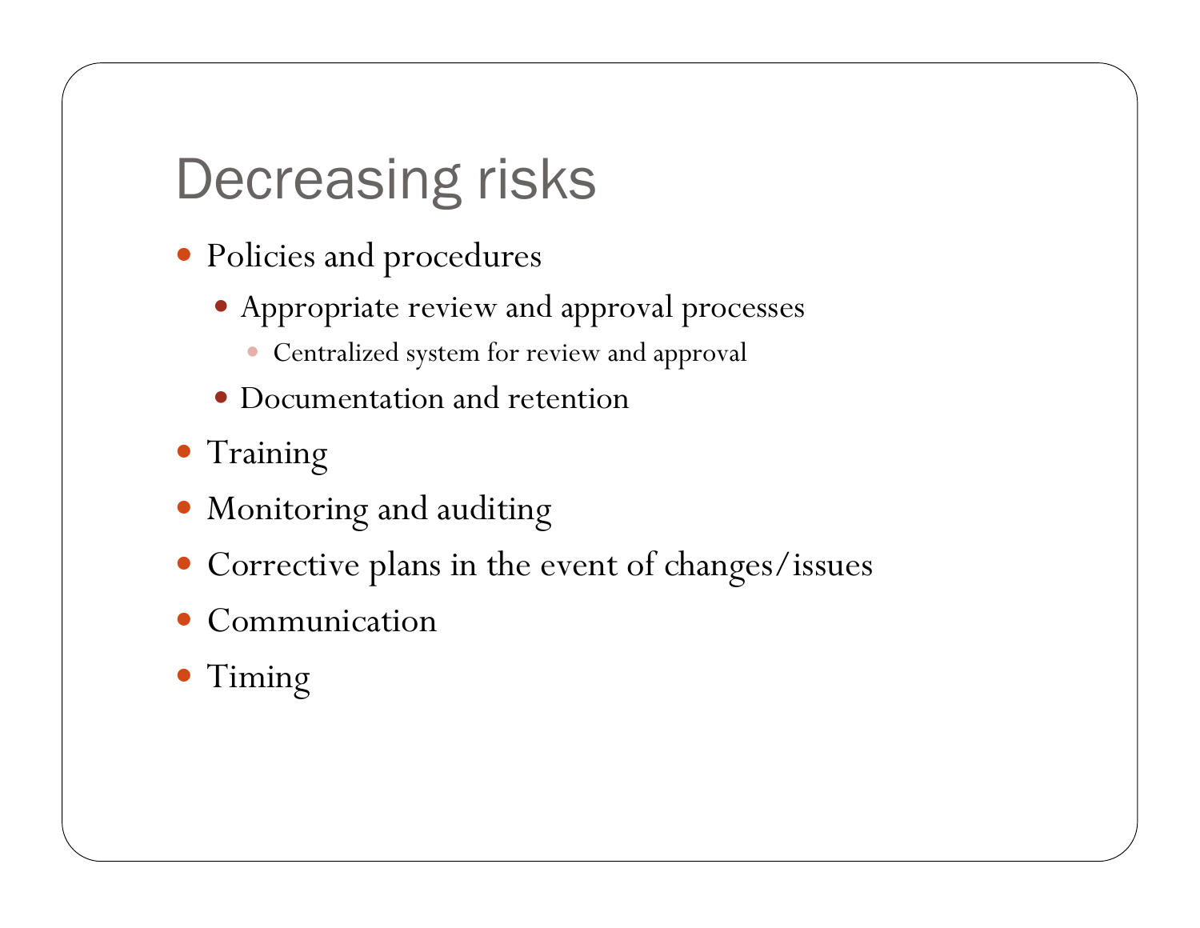# Decreasing risks

- Policies and procedures
  - Appropriate review and approval processes
    - Centralized system for review and approval
  - Documentation and retention
- Training
- Monitoring and auditing
- Corrective plans in the event of changes/issues
- Communication
- Timing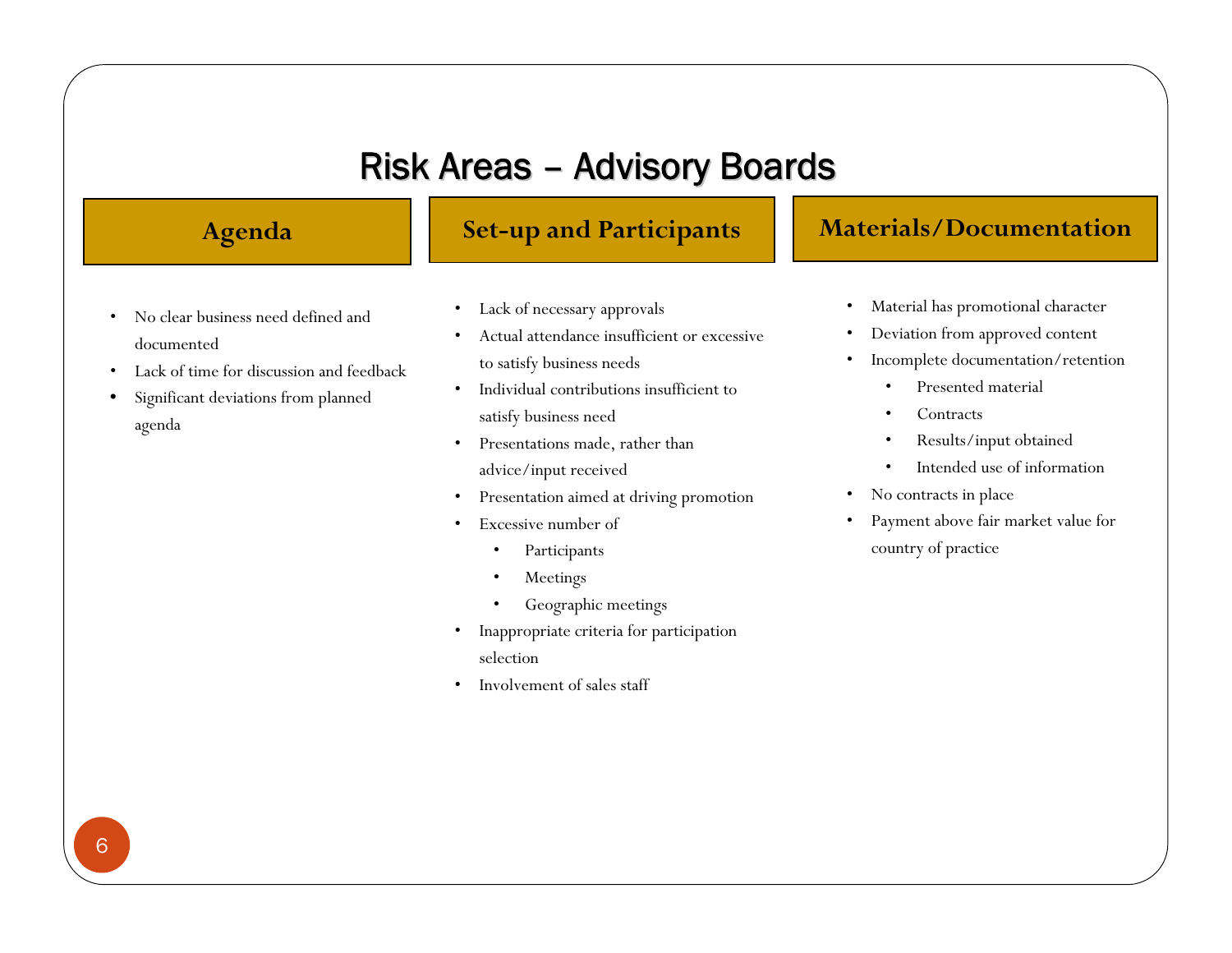# Risk Areas – Advisory Boards

## Agenda

- No clear business need defined and documented
- Lack of time for discussion and feedback
- Significant deviations from planned agenda

## Set-up and Participants

- Lack of necessary approvals
- Actual attendance insufficient or excessive to satisfy business needs
- Individual contributions insufficient to satisfy business need
- Presentations made, rather than advice/input received
- Presentation aimed at driving promotion
- Excessive number of
  - Participants
  - Meetings
  - Geographic meetings
- Inappropriate criteria for participation selection
- Involvement of sales staff

## Materials/Documentation

- Material has promotional character
- Deviation from approved content
- Incomplete documentation/retention
  - Presented material
  - Contracts
  - Results/input obtained
  - Intended use of information
- No contracts in place
- Payment above fair market value for country of practice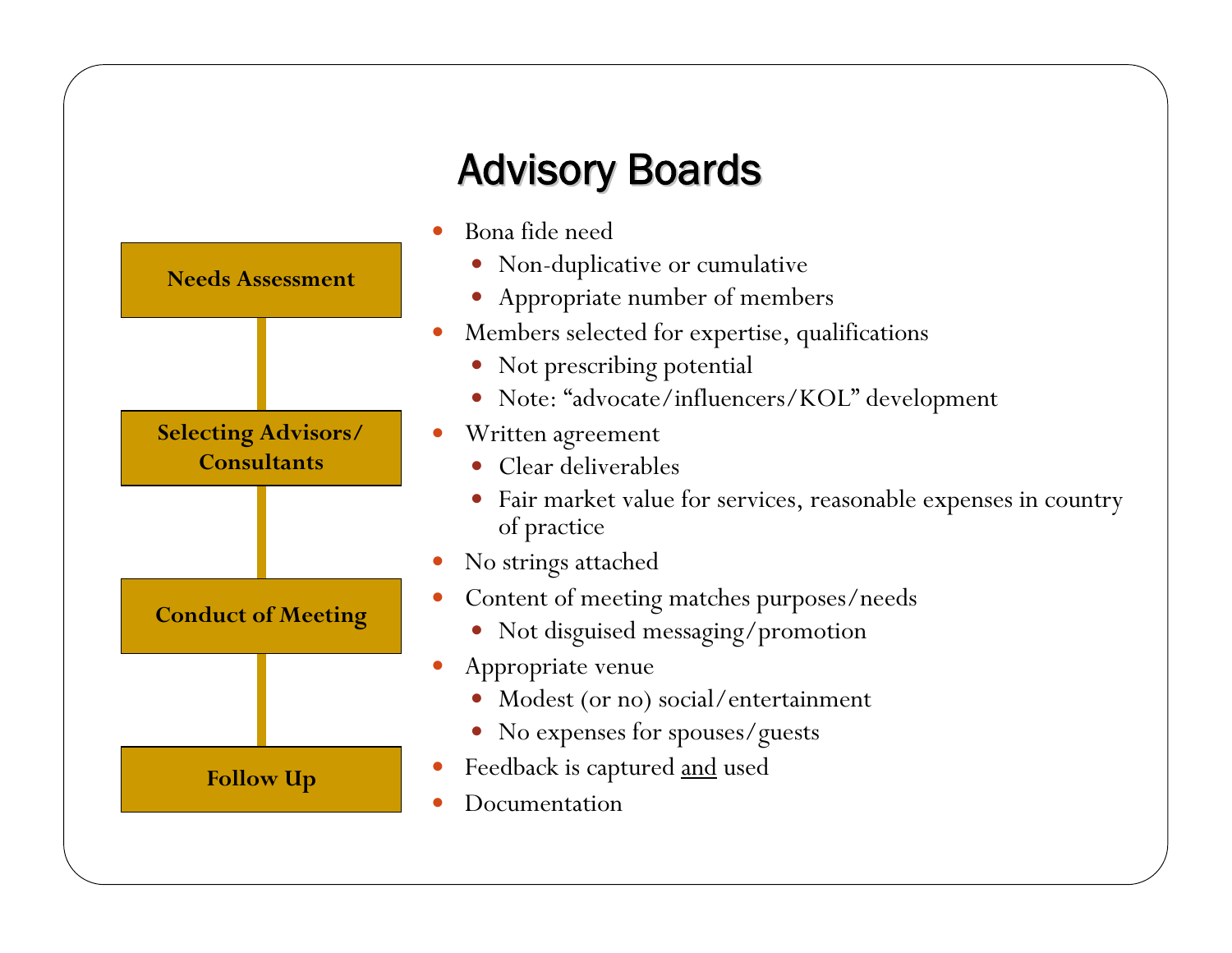# Advisory Boards

**Needs Assessment**

**Selecting Advisors/ Consultants**

**Conduct of Meeting**

**Follow Up**

- Bona fide need
  - Non-duplicative or cumulative
  - Appropriate number of members
- Members selected for expertise, qualifications
  - Not prescribing potential
  - Note: "advocate/influencers/KOL" development
- Written agreement
  - Clear deliverables
  - Fair market value for services, reasonable expenses in country of practice
- No strings attached
- Content of meeting matches purposes/needs
  - Not disguised messaging/promotion
- Appropriate venue
  - Modest (or no) social/entertainment
  - No expenses for spouses/guests
- Feedback is captured <u>and</u> used
- Documentation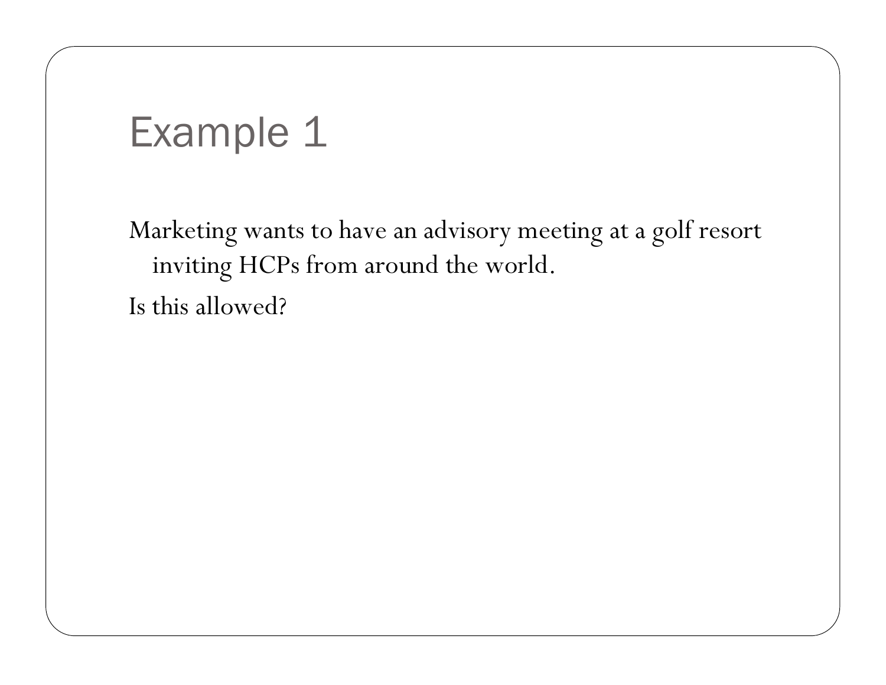# Example 1

Marketing wants to have an advisory meeting at a golf resort inviting HCPs from around the world.

Is this allowed?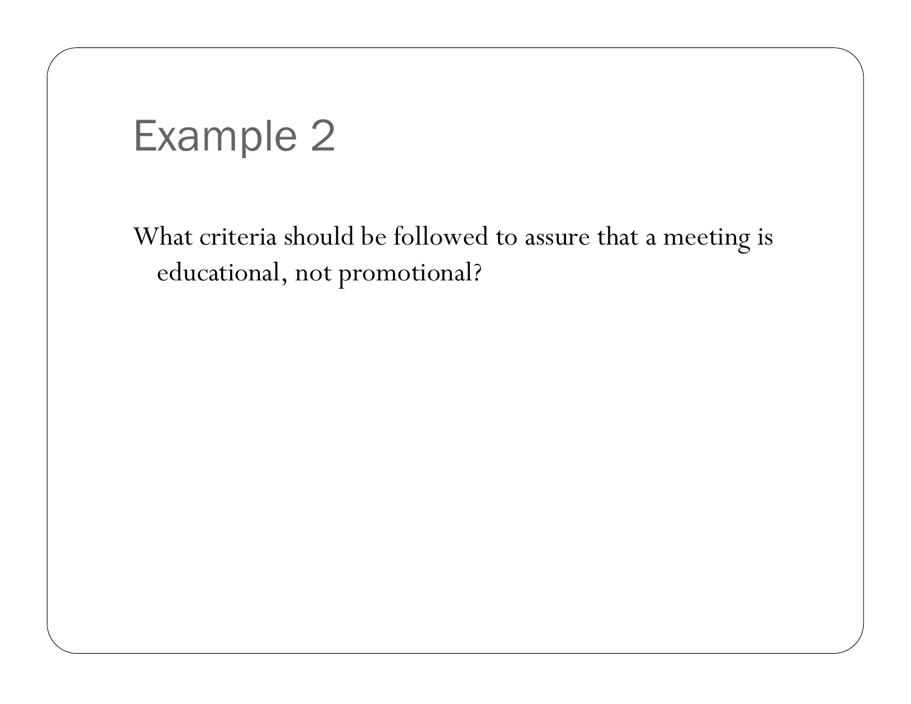# Example 2

What criteria should be followed to assure that a meeting is educational, not promotional?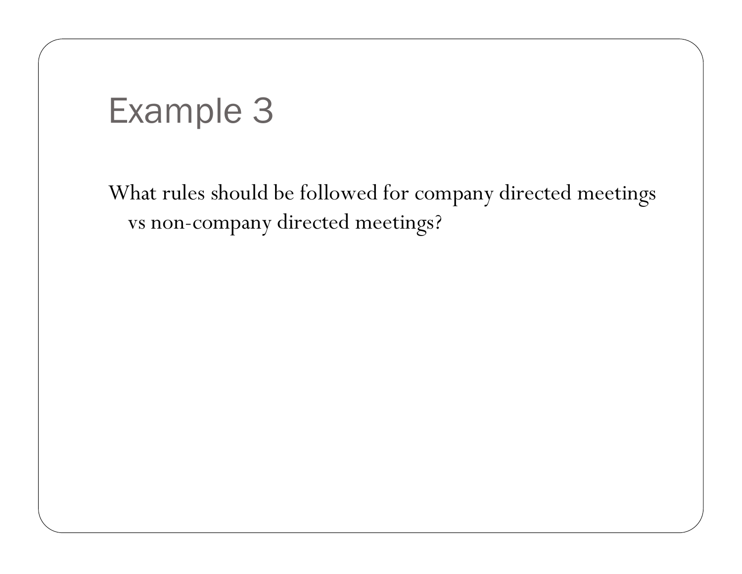# Example 3

What rules should be followed for company directed meetings vs non-company directed meetings?